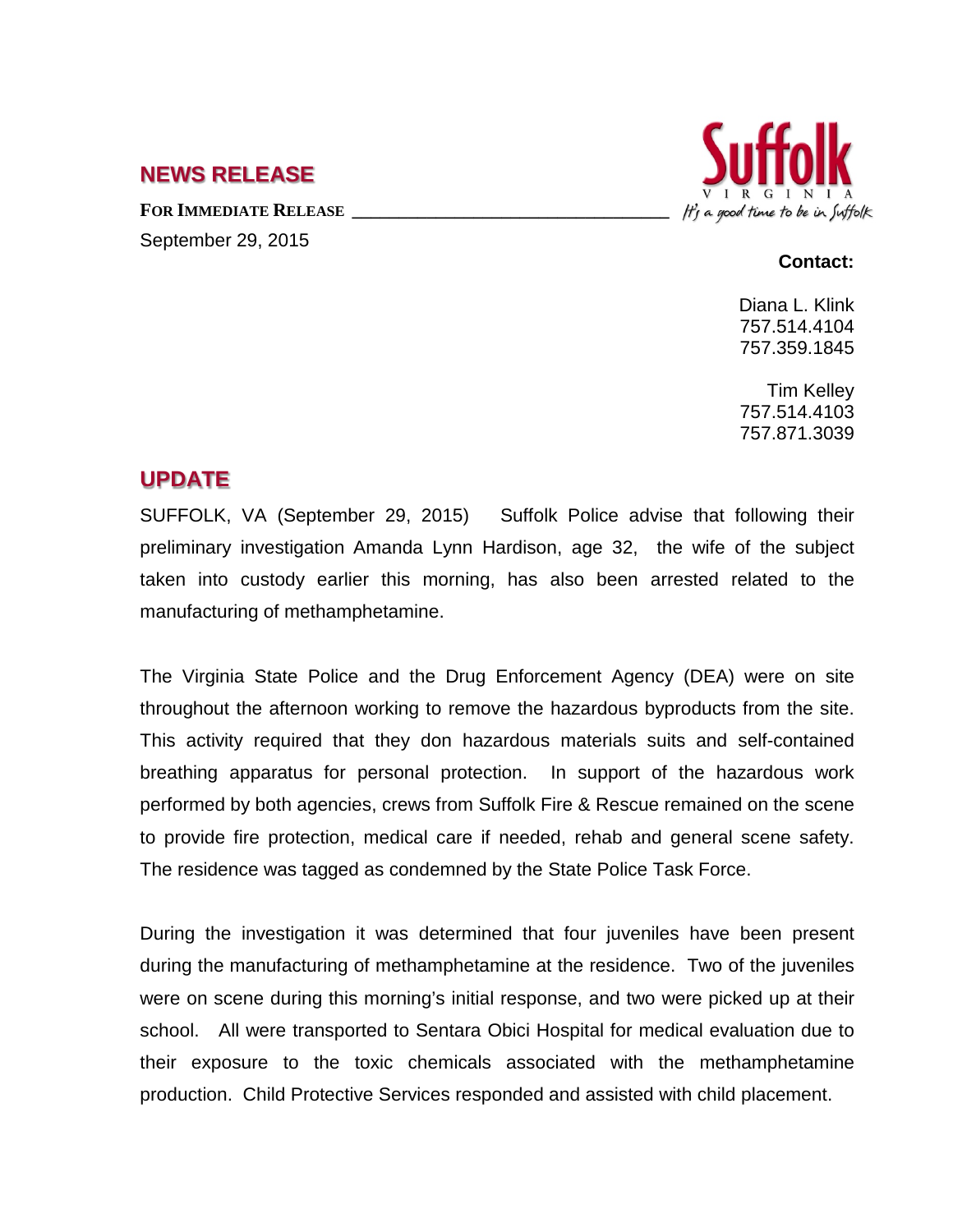## NEWS RELEASE

**FOR IMMEDIATE RELEASE**

September 29, 2015

Suffolk
VIRGINIA
It's a good time to be in Suffolk

**Contact:**

Diana L. Klink
757.514.4104
757.359.1845

Tim Kelley
757.514.4103
757.871.3039

## UPDATE

SUFFOLK, VA (September 29, 2015) Suffolk Police advise that following their preliminary investigation Amanda Lynn Hardison, age 32, the wife of the subject taken into custody earlier this morning, has also been arrested related to the manufacturing of methamphetamine.

The Virginia State Police and the Drug Enforcement Agency (DEA) were on site throughout the afternoon working to remove the hazardous byproducts from the site. This activity required that they don hazardous materials suits and self-contained breathing apparatus for personal protection. In support of the hazardous work performed by both agencies, crews from Suffolk Fire & Rescue remained on the scene to provide fire protection, medical care if needed, rehab and general scene safety. The residence was tagged as condemned by the State Police Task Force.

During the investigation it was determined that four juveniles have been present during the manufacturing of methamphetamine at the residence. Two of the juveniles were on scene during this morning's initial response, and two were picked up at their school. All were transported to Sentara Obici Hospital for medical evaluation due to their exposure to the toxic chemicals associated with the methamphetamine production. Child Protective Services responded and assisted with child placement.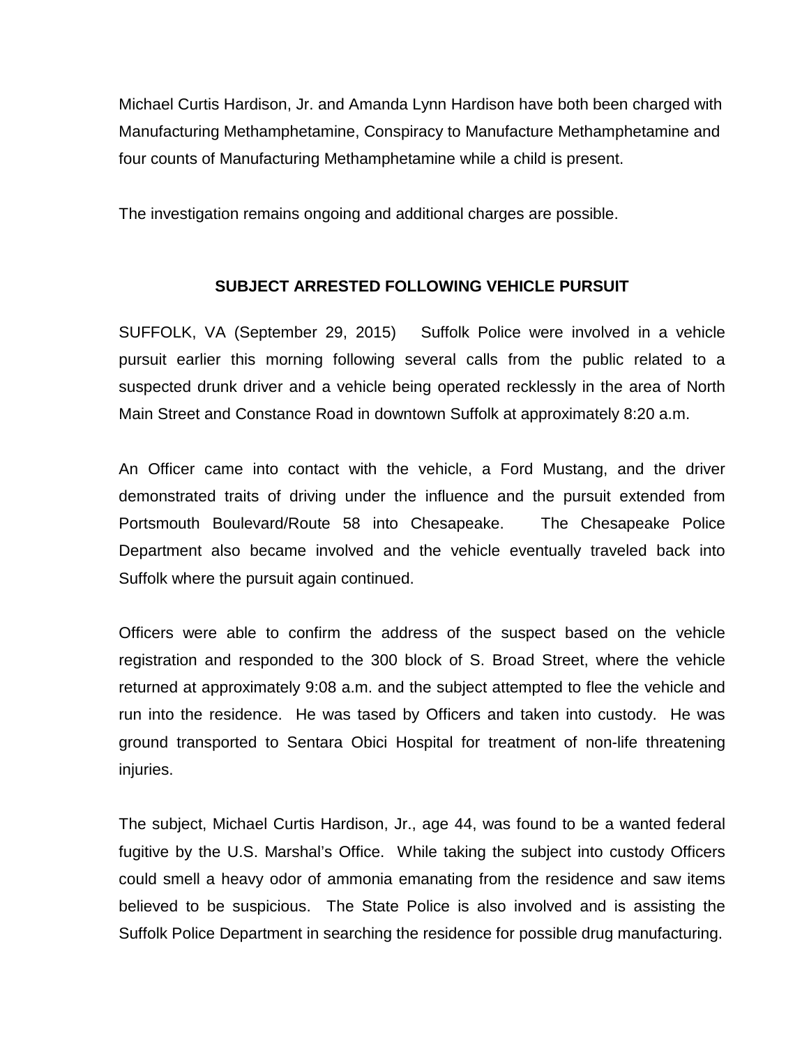Michael Curtis Hardison, Jr. and Amanda Lynn Hardison have both been charged with Manufacturing Methamphetamine, Conspiracy to Manufacture Methamphetamine and four counts of Manufacturing Methamphetamine while a child is present.

The investigation remains ongoing and additional charges are possible.

## SUBJECT ARRESTED FOLLOWING VEHICLE PURSUIT

SUFFOLK, VA (September 29, 2015) Suffolk Police were involved in a vehicle pursuit earlier this morning following several calls from the public related to a suspected drunk driver and a vehicle being operated recklessly in the area of North Main Street and Constance Road in downtown Suffolk at approximately 8:20 a.m.

An Officer came into contact with the vehicle, a Ford Mustang, and the driver demonstrated traits of driving under the influence and the pursuit extended from Portsmouth Boulevard/Route 58 into Chesapeake. The Chesapeake Police Department also became involved and the vehicle eventually traveled back into Suffolk where the pursuit again continued.

Officers were able to confirm the address of the suspect based on the vehicle registration and responded to the 300 block of S. Broad Street, where the vehicle returned at approximately 9:08 a.m. and the subject attempted to flee the vehicle and run into the residence. He was tased by Officers and taken into custody. He was ground transported to Sentara Obici Hospital for treatment of non-life threatening injuries.

The subject, Michael Curtis Hardison, Jr., age 44, was found to be a wanted federal fugitive by the U.S. Marshal's Office. While taking the subject into custody Officers could smell a heavy odor of ammonia emanating from the residence and saw items believed to be suspicious. The State Police is also involved and is assisting the Suffolk Police Department in searching the residence for possible drug manufacturing.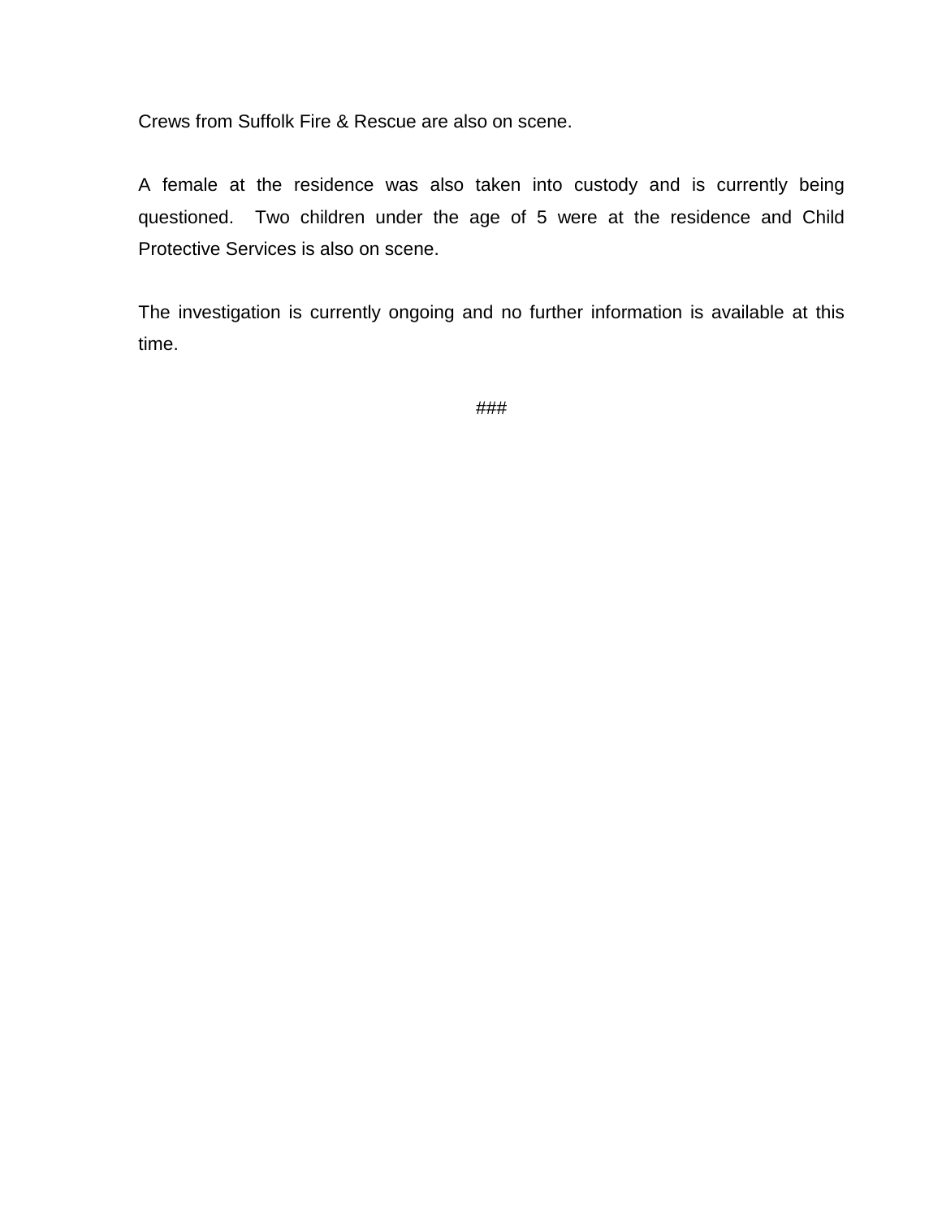Crews from Suffolk Fire & Rescue are also on scene.

A female at the residence was also taken into custody and is currently being questioned. Two children under the age of 5 were at the residence and Child Protective Services is also on scene.

The investigation is currently ongoing and no further information is available at this time.

###